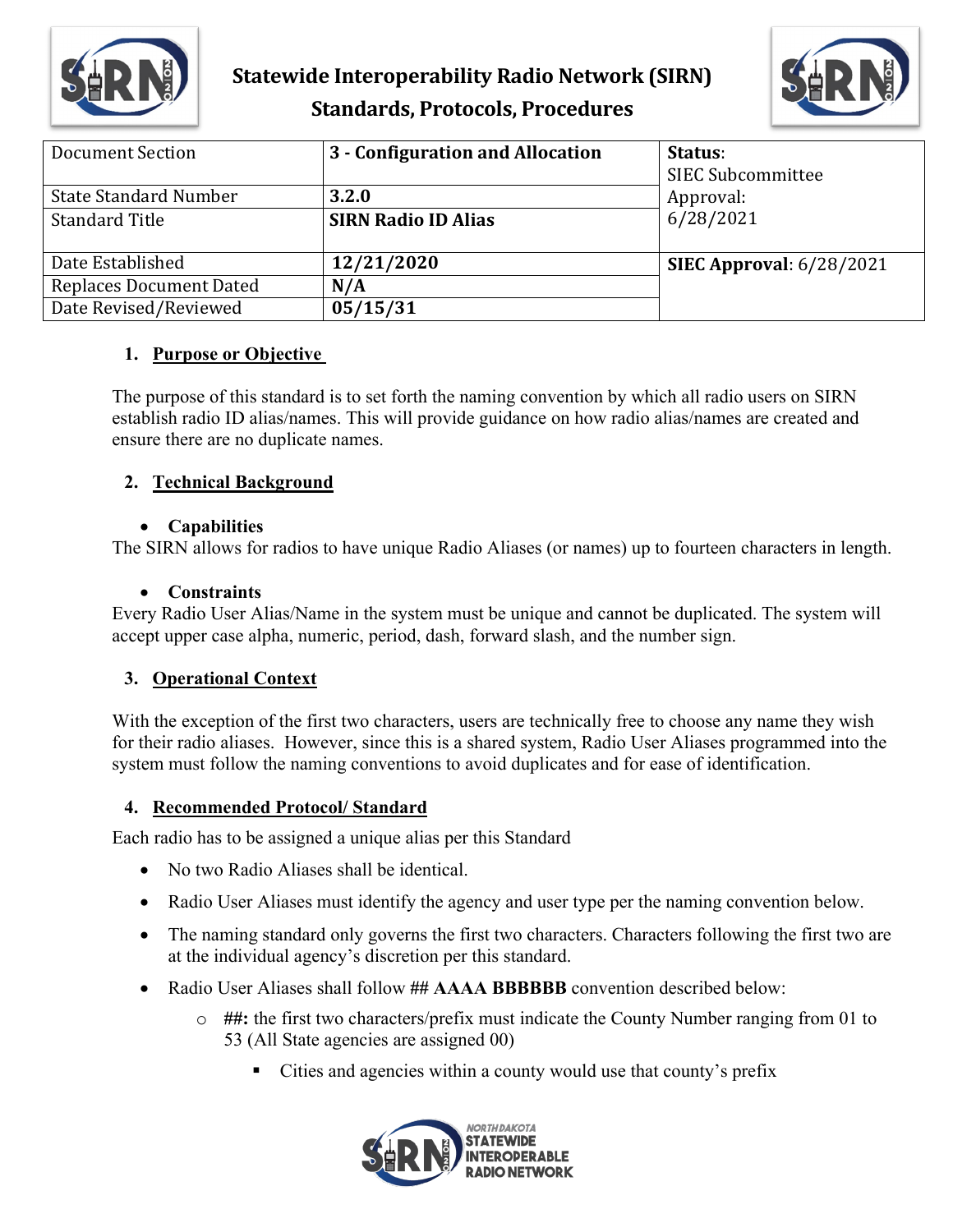# Statewide Interoperability Radio Network (SIRN)
## Standards, Protocols, Procedures

| Document Section | 3 - Configuration and Allocation | **Status**: SIEC Subcommittee Approval: 6/28/2021 |
|---|---|---|
| State Standard Number | **3.2.0** | |
| Standard Title | **SIRN Radio ID Alias** | |
| Date Established | **12/21/2020** | **SIEC Approval**: 6/28/2021 |
| Replaces Document Dated | **N/A** | |
| Date Revised/Reviewed | **05/15/31** | |

### 1. Purpose or Objective

The purpose of this standard is to set forth the naming convention by which all radio users on SIRN establish radio ID alias/names. This will provide guidance on how radio alias/names are created and ensure there are no duplicate names.

### 2. Technical Background

- **Capabilities**

The SIRN allows for radios to have unique Radio Aliases (or names) up to fourteen characters in length.

- **Constraints**

Every Radio User Alias/Name in the system must be unique and cannot be duplicated. The system will accept upper case alpha, numeric, period, dash, forward slash, and the number sign.

### 3. Operational Context

With the exception of the first two characters, users are technically free to choose any name they wish for their radio aliases. However, since this is a shared system, Radio User Aliases programmed into the system must follow the naming conventions to avoid duplicates and for ease of identification.

### 4. Recommended Protocol/ Standard

Each radio has to be assigned a unique alias per this Standard

- No two Radio Aliases shall be identical.
- Radio User Aliases must identify the agency and user type per the naming convention below.
- The naming standard only governs the first two characters. Characters following the first two are at the individual agency's discretion per this standard.
- Radio User Aliases shall follow **## AAAA BBBBBB** convention described below:
  - **##:** the first two characters/prefix must indicate the County Number ranging from 01 to 53 (All State agencies are assigned 00)
    - Cities and agencies within a county would use that county's prefix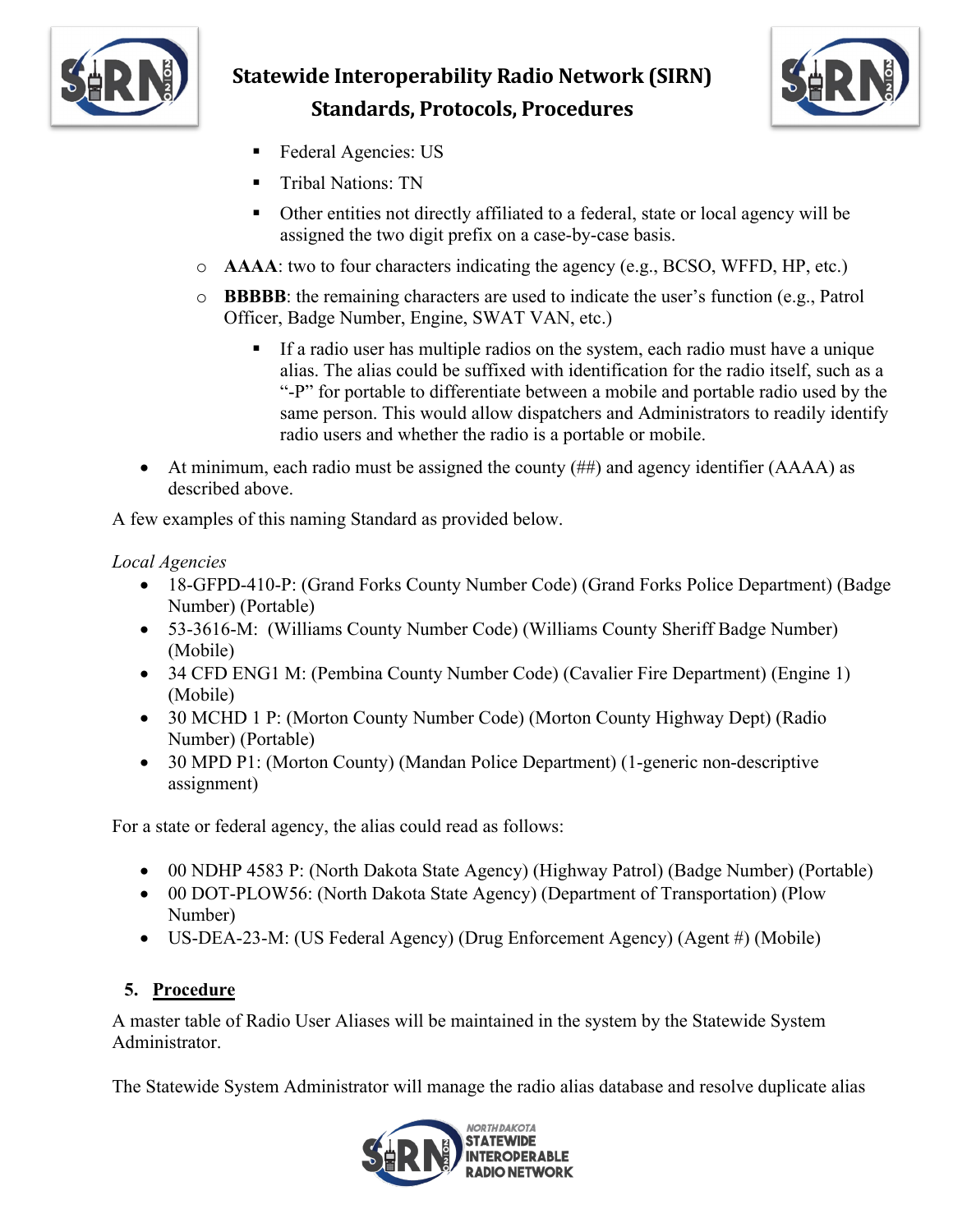- Federal Agencies: US
        - Tribal Nations: TN
        - Other entities not directly affiliated to a federal, state or local agency will be assigned the two digit prefix on a case-by-case basis.
    - **AAAA**: two to four characters indicating the agency (e.g., BCSO, WFFD, HP, etc.)
    - **BBBBB**: the remaining characters are used to indicate the user's function (e.g., Patrol Officer, Badge Number, Engine, SWAT VAN, etc.)
        - If a radio user has multiple radios on the system, each radio must have a unique alias. The alias could be suffixed with identification for the radio itself, such as a "-P" for portable to differentiate between a mobile and portable radio used by the same person. This would allow dispatchers and Administrators to readily identify radio users and whether the radio is a portable or mobile.
- At minimum, each radio must be assigned the county (##) and agency identifier (AAAA) as described above.

A few examples of this naming Standard as provided below.

*Local Agencies*

- 18-GFPD-410-P: (Grand Forks County Number Code) (Grand Forks Police Department) (Badge Number) (Portable)
- 53-3616-M: (Williams County Number Code) (Williams County Sheriff Badge Number) (Mobile)
- 34 CFD ENG1 M: (Pembina County Number Code) (Cavalier Fire Department) (Engine 1) (Mobile)
- 30 MCHD 1 P: (Morton County Number Code) (Morton County Highway Dept) (Radio Number) (Portable)
- 30 MPD P1: (Morton County) (Mandan Police Department) (1-generic non-descriptive assignment)

For a state or federal agency, the alias could read as follows:

- 00 NDHP 4583 P: (North Dakota State Agency) (Highway Patrol) (Badge Number) (Portable)
- 00 DOT-PLOW56: (North Dakota State Agency) (Department of Transportation) (Plow Number)
- US-DEA-23-M: (US Federal Agency) (Drug Enforcement Agency) (Agent #) (Mobile)

## 5. Procedure

A master table of Radio User Aliases will be maintained in the system by the Statewide System Administrator.

The Statewide System Administrator will manage the radio alias database and resolve duplicate alias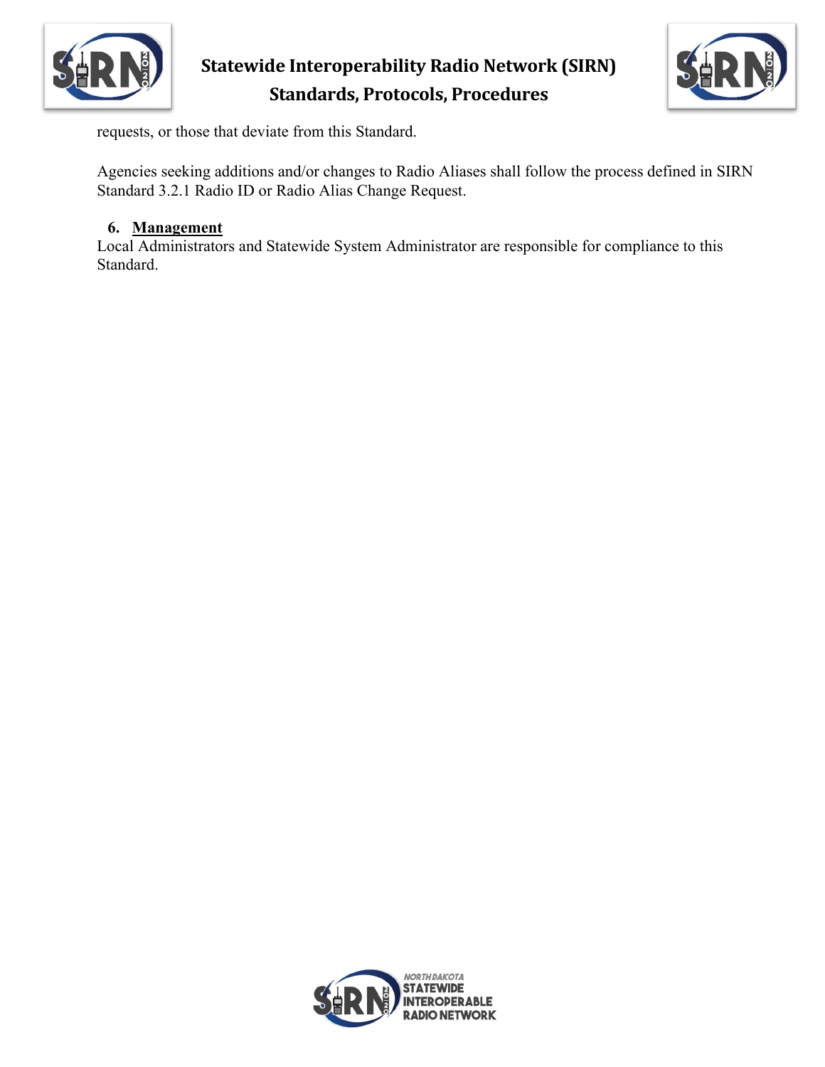requests, or those that deviate from this Standard.

Agencies seeking additions and/or changes to Radio Aliases shall follow the process defined in SIRN Standard 3.2.1 Radio ID or Radio Alias Change Request.

## 6. Management

Local Administrators and Statewide System Administrator are responsible for compliance to this Standard.